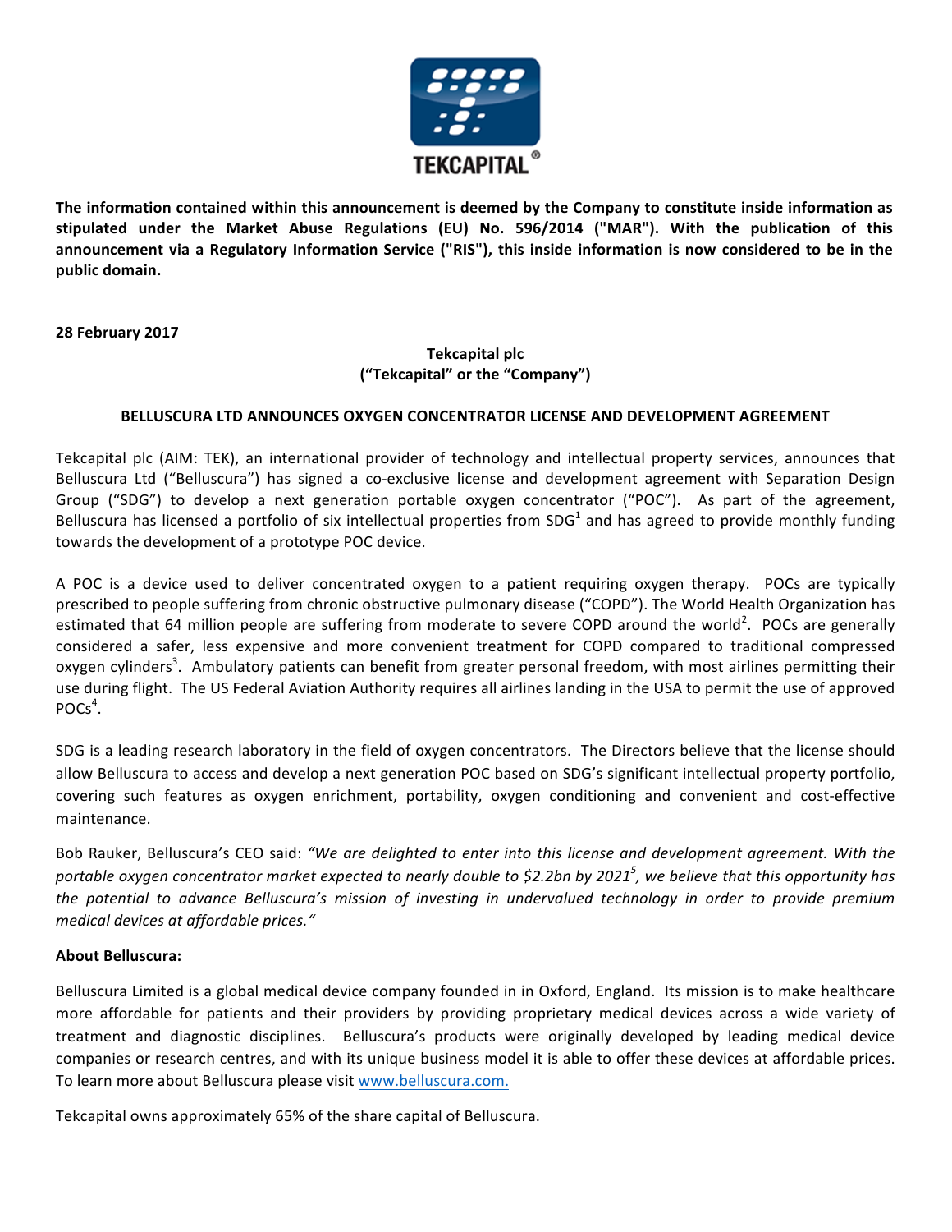**TEKCAPITAL®**

**The information contained within this announcement is deemed by the Company to constitute inside information as stipulated under the Market Abuse Regulations (EU) No. 596/2014 ("MAR"). With the publication of this announcement via a Regulatory Information Service ("RIS"), this inside information is now considered to be in the public domain.**

**28 February 2017**

**Tekcapital plc**
**("Tekcapital" or the "Company")**

**BELLUSCURA LTD ANNOUNCES OXYGEN CONCENTRATOR LICENSE AND DEVELOPMENT AGREEMENT**

Tekcapital plc (AIM: TEK), an international provider of technology and intellectual property services, announces that Belluscura Ltd ("Belluscura") has signed a co-exclusive license and development agreement with Separation Design Group ("SDG") to develop a next generation portable oxygen concentrator ("POC"). As part of the agreement, Belluscura has licensed a portfolio of six intellectual properties from SDG[1] and has agreed to provide monthly funding towards the development of a prototype POC device.

A POC is a device used to deliver concentrated oxygen to a patient requiring oxygen therapy. POCs are typically prescribed to people suffering from chronic obstructive pulmonary disease ("COPD"). The World Health Organization has estimated that 64 million people are suffering from moderate to severe COPD around the world[2]. POCs are generally considered a safer, less expensive and more convenient treatment for COPD compared to traditional compressed oxygen cylinders[3]. Ambulatory patients can benefit from greater personal freedom, with most airlines permitting their use during flight. The US Federal Aviation Authority requires all airlines landing in the USA to permit the use of approved POCs[4].

SDG is a leading research laboratory in the field of oxygen concentrators. The Directors believe that the license should allow Belluscura to access and develop a next generation POC based on SDG's significant intellectual property portfolio, covering such features as oxygen enrichment, portability, oxygen conditioning and convenient and cost-effective maintenance.

Bob Rauker, Belluscura's CEO said: *"We are delighted to enter into this license and development agreement. With the portable oxygen concentrator market expected to nearly double to $2.2bn by 2021[5], we believe that this opportunity has the potential to advance Belluscura's mission of investing in undervalued technology in order to provide premium medical devices at affordable prices."*

**About Belluscura:**

Belluscura Limited is a global medical device company founded in in Oxford, England. Its mission is to make healthcare more affordable for patients and their providers by providing proprietary medical devices across a wide variety of treatment and diagnostic disciplines. Belluscura's products were originally developed by leading medical device companies or research centres, and with its unique business model it is able to offer these devices at affordable prices. To learn more about Belluscura please visit www.belluscura.com.

Tekcapital owns approximately 65% of the share capital of Belluscura.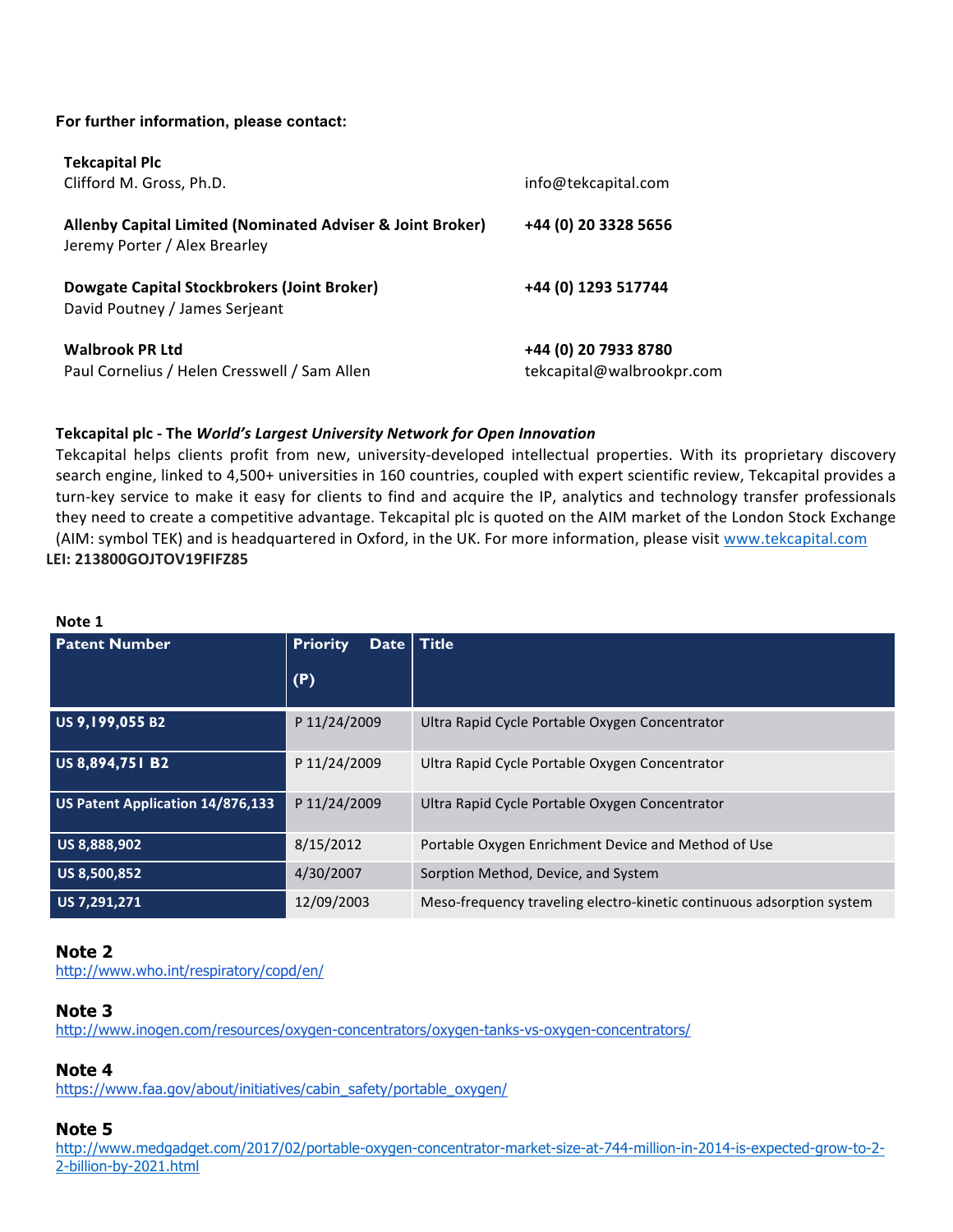**For further information, please contact:**

| | |
|---|---|
| **Tekcapital Plc**<br>Clifford M. Gross, Ph.D. | info@tekcapital.com |
| **Allenby Capital Limited (Nominated Adviser & Joint Broker)**<br>Jeremy Porter / Alex Brearley | **+44 (0) 20 3328 5656** |
| **Dowgate Capital Stockbrokers (Joint Broker)**<br>David Poutney / James Serjeant | **+44 (0) 1293 517744** |
| **Walbrook PR Ltd**<br>Paul Cornelius / Helen Cresswell / Sam Allen | **+44 (0) 20 7933 8780**<br>tekcapital@walbrookpr.com |

**Tekcapital plc - The *World's Largest University Network for Open Innovation***

Tekcapital helps clients profit from new, university-developed intellectual properties. With its proprietary discovery search engine, linked to 4,500+ universities in 160 countries, coupled with expert scientific review, Tekcapital provides a turn-key service to make it easy for clients to find and acquire the IP, analytics and technology transfer professionals they need to create a competitive advantage. Tekcapital plc is quoted on the AIM market of the London Stock Exchange (AIM: symbol TEK) and is headquartered in Oxford, in the UK. For more information, please visit [www.tekcapital.com](http://www.tekcapital.com)

**LEI: 213800GOJTOV19FIFZ85**

**Note 1**

| Patent Number | Priority Date (P) | Title |
|---|---|---|
| **US 9,199,055 B2** | P 11/24/2009 | Ultra Rapid Cycle Portable Oxygen Concentrator |
| **US 8,894,751 B2** | P 11/24/2009 | Ultra Rapid Cycle Portable Oxygen Concentrator |
| **US Patent Application 14/876,133** | P 11/24/2009 | Ultra Rapid Cycle Portable Oxygen Concentrator |
| **US 8,888,902** | 8/15/2012 | Portable Oxygen Enrichment Device and Method of Use |
| **US 8,500,852** | 4/30/2007 | Sorption Method, Device, and System |
| **US 7,291,271** | 12/09/2003 | Meso-frequency traveling electro-kinetic continuous adsorption system |

**Note 2**

http://www.who.int/respiratory/copd/en/

**Note 3**

http://www.inogen.com/resources/oxygen-concentrators/oxygen-tanks-vs-oxygen-concentrators/

**Note 4**

https://www.faa.gov/about/initiatives/cabin_safety/portable_oxygen/

**Note 5**

http://www.medgadget.com/2017/02/portable-oxygen-concentrator-market-size-at-744-million-in-2014-is-expected-grow-to-2-2-billion-by-2021.html